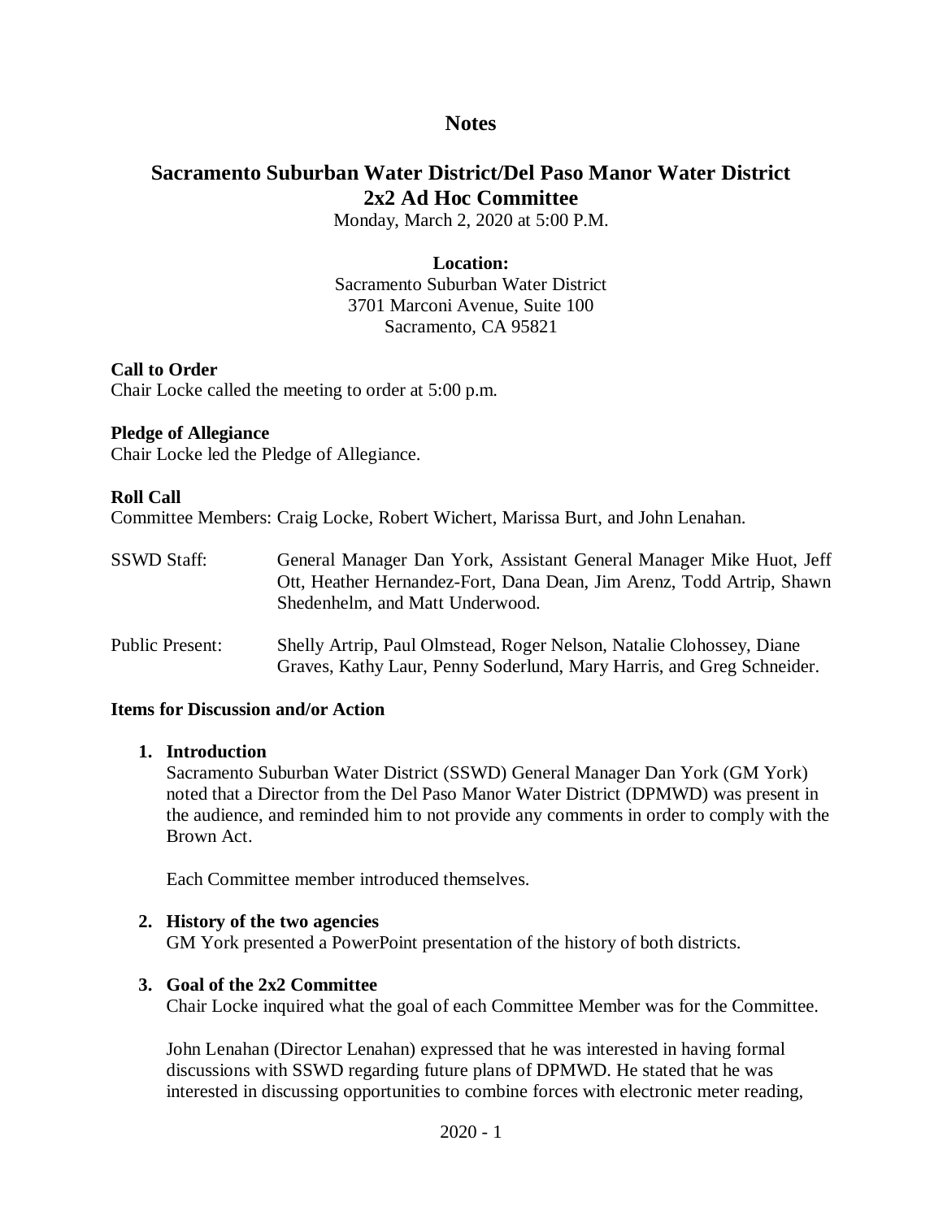# Notes

## Sacramento Suburban Water District/Del Paso Manor Water District
## 2x2 Ad Hoc Committee

Monday, March 2, 2020 at 5:00 P.M.

**Location:**
Sacramento Suburban Water District
3701 Marconi Avenue, Suite 100
Sacramento, CA 95821

**Call to Order**
Chair Locke called the meeting to order at 5:00 p.m.

**Pledge of Allegiance**
Chair Locke led the Pledge of Allegiance.

**Roll Call**
Committee Members: Craig Locke, Robert Wichert, Marissa Burt, and John Lenahan.

SSWD Staff: General Manager Dan York, Assistant General Manager Mike Huot, Jeff Ott, Heather Hernandez-Fort, Dana Dean, Jim Arenz, Todd Artrip, Shawn Shedenhelm, and Matt Underwood.

Public Present: Shelly Artrip, Paul Olmstead, Roger Nelson, Natalie Clohossey, Diane Graves, Kathy Laur, Penny Soderlund, Mary Harris, and Greg Schneider.

**Items for Discussion and/or Action**

1. **Introduction**
   Sacramento Suburban Water District (SSWD) General Manager Dan York (GM York) noted that a Director from the Del Paso Manor Water District (DPMWD) was present in the audience, and reminded him to not provide any comments in order to comply with the Brown Act.

   Each Committee member introduced themselves.

2. **History of the two agencies**
   GM York presented a PowerPoint presentation of the history of both districts.

3. **Goal of the 2x2 Committee**
   Chair Locke inquired what the goal of each Committee Member was for the Committee.

   John Lenahan (Director Lenahan) expressed that he was interested in having formal discussions with SSWD regarding future plans of DPMWD. He stated that he was interested in discussing opportunities to combine forces with electronic meter reading,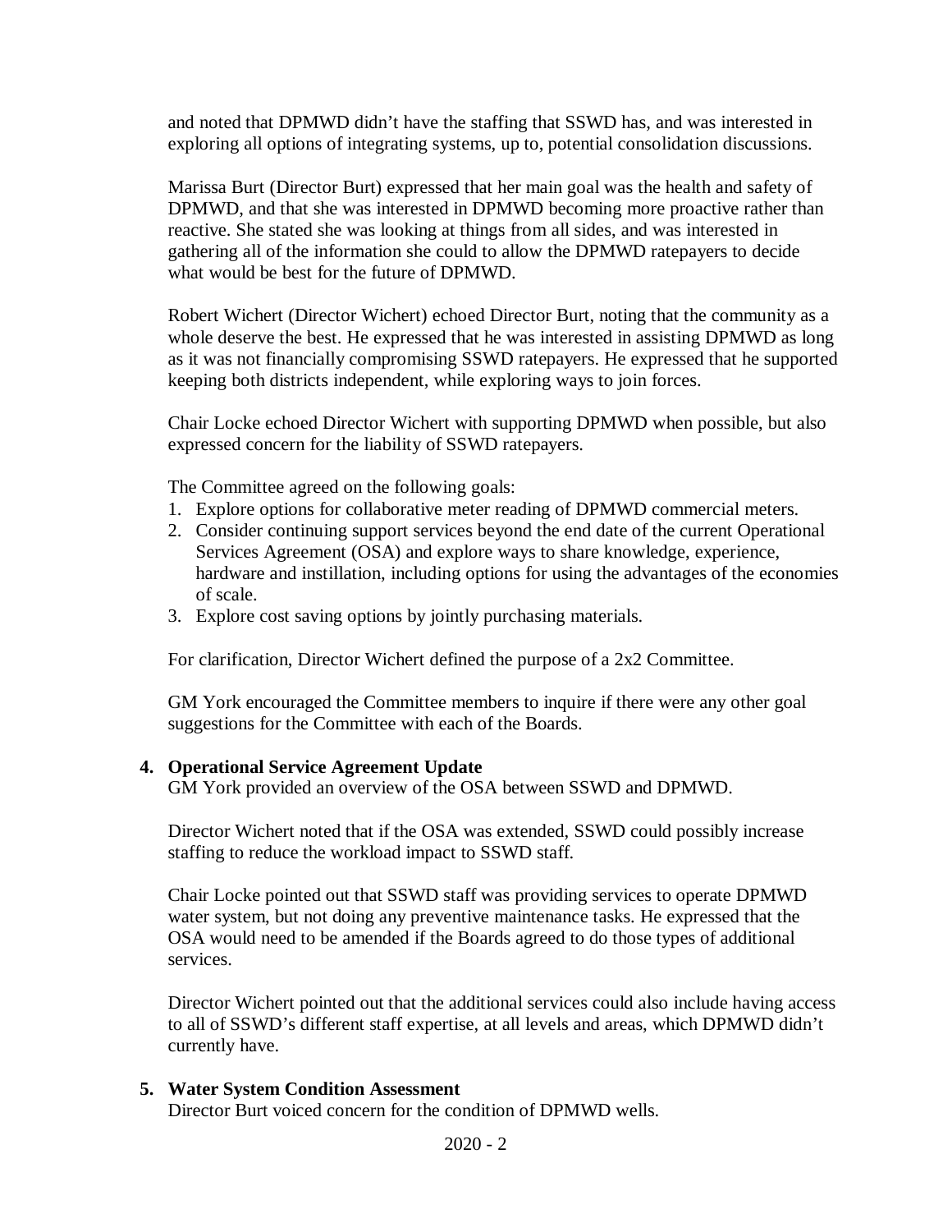and noted that DPMWD didn't have the staffing that SSWD has, and was interested in exploring all options of integrating systems, up to, potential consolidation discussions.

Marissa Burt (Director Burt) expressed that her main goal was the health and safety of DPMWD, and that she was interested in DPMWD becoming more proactive rather than reactive. She stated she was looking at things from all sides, and was interested in gathering all of the information she could to allow the DPMWD ratepayers to decide what would be best for the future of DPMWD.

Robert Wichert (Director Wichert) echoed Director Burt, noting that the community as a whole deserve the best. He expressed that he was interested in assisting DPMWD as long as it was not financially compromising SSWD ratepayers. He expressed that he supported keeping both districts independent, while exploring ways to join forces.

Chair Locke echoed Director Wichert with supporting DPMWD when possible, but also expressed concern for the liability of SSWD ratepayers.

The Committee agreed on the following goals:

1. Explore options for collaborative meter reading of DPMWD commercial meters.
2. Consider continuing support services beyond the end date of the current Operational Services Agreement (OSA) and explore ways to share knowledge, experience, hardware and instillation, including options for using the advantages of the economies of scale.
3. Explore cost saving options by jointly purchasing materials.

For clarification, Director Wichert defined the purpose of a 2x2 Committee.

GM York encouraged the Committee members to inquire if there were any other goal suggestions for the Committee with each of the Boards.

**4. Operational Service Agreement Update**

GM York provided an overview of the OSA between SSWD and DPMWD.

Director Wichert noted that if the OSA was extended, SSWD could possibly increase staffing to reduce the workload impact to SSWD staff.

Chair Locke pointed out that SSWD staff was providing services to operate DPMWD water system, but not doing any preventive maintenance tasks. He expressed that the OSA would need to be amended if the Boards agreed to do those types of additional services.

Director Wichert pointed out that the additional services could also include having access to all of SSWD's different staff expertise, at all levels and areas, which DPMWD didn't currently have.

**5. Water System Condition Assessment**

Director Burt voiced concern for the condition of DPMWD wells.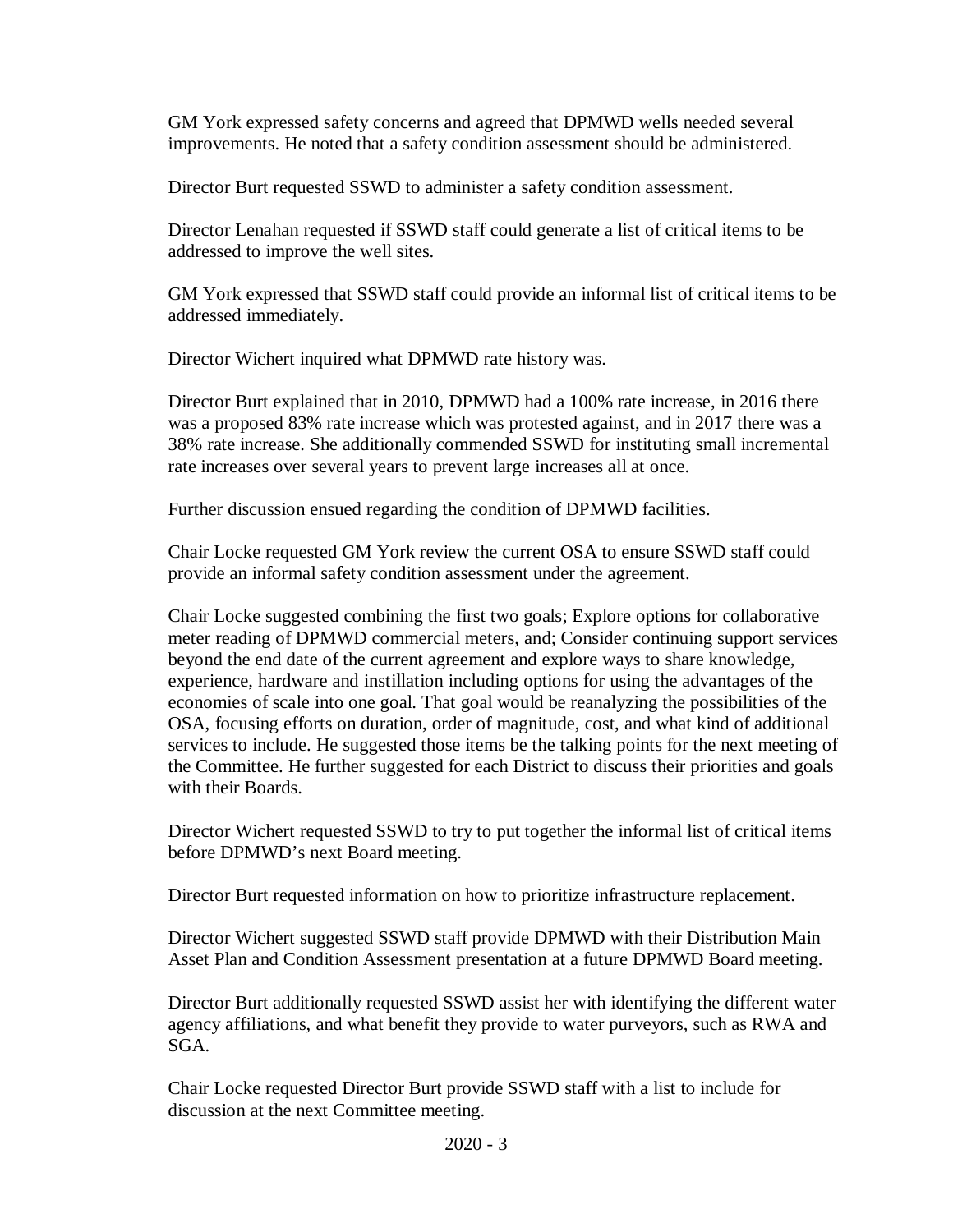GM York expressed safety concerns and agreed that DPMWD wells needed several improvements. He noted that a safety condition assessment should be administered.

Director Burt requested SSWD to administer a safety condition assessment.

Director Lenahan requested if SSWD staff could generate a list of critical items to be addressed to improve the well sites.

GM York expressed that SSWD staff could provide an informal list of critical items to be addressed immediately.

Director Wichert inquired what DPMWD rate history was.

Director Burt explained that in 2010, DPMWD had a 100% rate increase, in 2016 there was a proposed 83% rate increase which was protested against, and in 2017 there was a 38% rate increase. She additionally commended SSWD for instituting small incremental rate increases over several years to prevent large increases all at once.

Further discussion ensued regarding the condition of DPMWD facilities.

Chair Locke requested GM York review the current OSA to ensure SSWD staff could provide an informal safety condition assessment under the agreement.

Chair Locke suggested combining the first two goals; Explore options for collaborative meter reading of DPMWD commercial meters, and; Consider continuing support services beyond the end date of the current agreement and explore ways to share knowledge, experience, hardware and instillation including options for using the advantages of the economies of scale into one goal. That goal would be reanalyzing the possibilities of the OSA, focusing efforts on duration, order of magnitude, cost, and what kind of additional services to include. He suggested those items be the talking points for the next meeting of the Committee. He further suggested for each District to discuss their priorities and goals with their Boards.

Director Wichert requested SSWD to try to put together the informal list of critical items before DPMWD's next Board meeting.

Director Burt requested information on how to prioritize infrastructure replacement.

Director Wichert suggested SSWD staff provide DPMWD with their Distribution Main Asset Plan and Condition Assessment presentation at a future DPMWD Board meeting.

Director Burt additionally requested SSWD assist her with identifying the different water agency affiliations, and what benefit they provide to water purveyors, such as RWA and SGA.

Chair Locke requested Director Burt provide SSWD staff with a list to include for discussion at the next Committee meeting.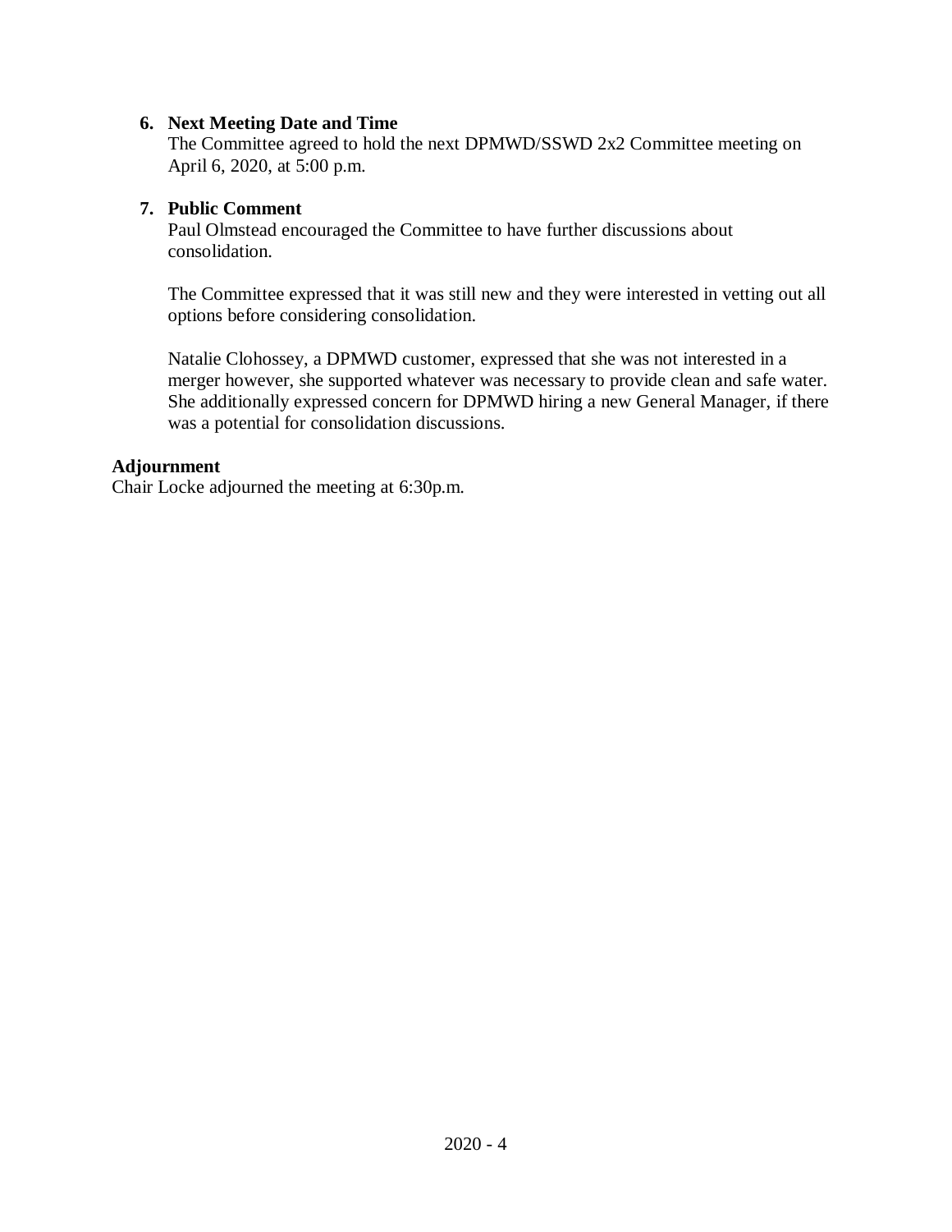6. **Next Meeting Date and Time**
   The Committee agreed to hold the next DPMWD/SSWD 2x2 Committee meeting on April 6, 2020, at 5:00 p.m.

7. **Public Comment**
   Paul Olmstead encouraged the Committee to have further discussions about consolidation.

   The Committee expressed that it was still new and they were interested in vetting out all options before considering consolidation.

   Natalie Clohossey, a DPMWD customer, expressed that she was not interested in a merger however, she supported whatever was necessary to provide clean and safe water. She additionally expressed concern for DPMWD hiring a new General Manager, if there was a potential for consolidation discussions.

**Adjournment**
Chair Locke adjourned the meeting at 6:30p.m.